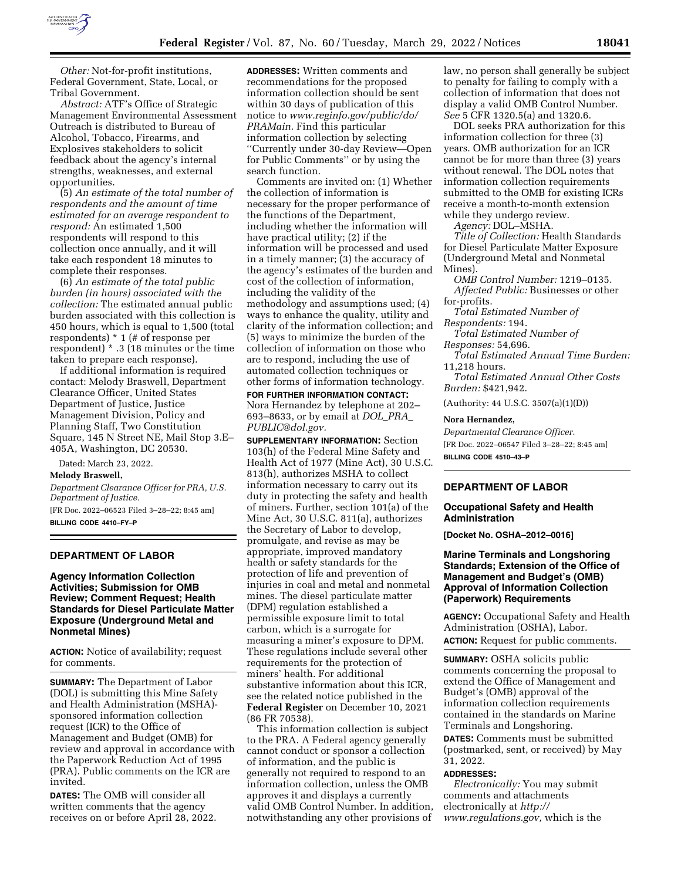*Other:* Not-for-profit institutions, Federal Government, State, Local, or Tribal Government.

*Abstract:* ATF's Office of Strategic Management Environmental Assessment Outreach is distributed to Bureau of Alcohol, Tobacco, Firearms, and Explosives stakeholders to solicit feedback about the agency's internal strengths, weaknesses, and external opportunities.

(5) *An estimate of the total number of respondents and the amount of time estimated for an average respondent to respond:* An estimated 1,500 respondents will respond to this collection once annually, and it will take each respondent 18 minutes to complete their responses.

(6) *An estimate of the total public burden (in hours) associated with the collection:* The estimated annual public burden associated with this collection is 450 hours, which is equal to 1,500 (total respondents) * 1 (# of response per respondent) * .3 (18 minutes or the time taken to prepare each response).

If additional information is required contact: Melody Braswell, Department Clearance Officer, United States Department of Justice, Justice Management Division, Policy and Planning Staff, Two Constitution Square, 145 N Street NE, Mail Stop 3.E–405A, Washington, DC 20530.

Dated: March 23, 2022.

**Melody Braswell,**

*Department Clearance Officer for PRA, U.S. Department of Justice.*

[FR Doc. 2022–06523 Filed 3–28–22; 8:45 am]

**BILLING CODE 4410–FY–P**

## DEPARTMENT OF LABOR

### Agency Information Collection Activities; Submission for OMB Review; Comment Request; Health Standards for Diesel Particulate Matter Exposure (Underground Metal and Nonmetal Mines)

**ACTION:** Notice of availability; request for comments.

**SUMMARY:** The Department of Labor (DOL) is submitting this Mine Safety and Health Administration (MSHA)-sponsored information collection request (ICR) to the Office of Management and Budget (OMB) for review and approval in accordance with the Paperwork Reduction Act of 1995 (PRA). Public comments on the ICR are invited.

**DATES:** The OMB will consider all written comments that the agency receives on or before April 28, 2022.

**ADDRESSES:** Written comments and recommendations for the proposed information collection should be sent within 30 days of publication of this notice to *www.reginfo.gov/public/do/PRAMain.* Find this particular information collection by selecting "Currently under 30-day Review—Open for Public Comments" or by using the search function.

Comments are invited on: (1) Whether the collection of information is necessary for the proper performance of the functions of the Department, including whether the information will have practical utility; (2) if the information will be processed and used in a timely manner; (3) the accuracy of the agency's estimates of the burden and cost of the collection of information, including the validity of the methodology and assumptions used; (4) ways to enhance the quality, utility and clarity of the information collection; and (5) ways to minimize the burden of the collection of information on those who are to respond, including the use of automated collection techniques or other forms of information technology.

**FOR FURTHER INFORMATION CONTACT:** Nora Hernandez by telephone at 202–693–8633, or by email at *DOL_PRA_PUBLIC@dol.gov.*

**SUPPLEMENTARY INFORMATION:** Section 103(h) of the Federal Mine Safety and Health Act of 1977 (Mine Act), 30 U.S.C. 813(h), authorizes MSHA to collect information necessary to carry out its duty in protecting the safety and health of miners. Further, section 101(a) of the Mine Act, 30 U.S.C. 811(a), authorizes the Secretary of Labor to develop, promulgate, and revise as may be appropriate, improved mandatory health or safety standards for the protection of life and prevention of injuries in coal and metal and nonmetal mines. The diesel particulate matter (DPM) regulation established a permissible exposure limit to total carbon, which is a surrogate for measuring a miner's exposure to DPM. These regulations include several other requirements for the protection of miners' health. For additional substantive information about this ICR, see the related notice published in the **Federal Register** on December 10, 2021 (86 FR 70538).

This information collection is subject to the PRA. A Federal agency generally cannot conduct or sponsor a collection of information, and the public is generally not required to respond to an information collection, unless the OMB approves it and displays a currently valid OMB Control Number. In addition, notwithstanding any other provisions of law, no person shall generally be subject to penalty for failing to comply with a collection of information that does not display a valid OMB Control Number. *See* 5 CFR 1320.5(a) and 1320.6.

DOL seeks PRA authorization for this information collection for three (3) years. OMB authorization for an ICR cannot be for more than three (3) years without renewal. The DOL notes that information collection requirements submitted to the OMB for existing ICRs receive a month-to-month extension while they undergo review.

*Agency:* DOL–MSHA.

*Title of Collection:* Health Standards for Diesel Particulate Matter Exposure (Underground Metal and Nonmetal Mines).

*OMB Control Number:* 1219–0135.

*Affected Public:* Businesses or other for-profits.

*Total Estimated Number of Respondents:* 194.

*Total Estimated Number of Responses:* 54,696.

*Total Estimated Annual Time Burden:* 11,218 hours.

*Total Estimated Annual Other Costs Burden:* $421,942.

(Authority: 44 U.S.C. 3507(a)(1)(D))

**Nora Hernandez,**

*Departmental Clearance Officer.*

[FR Doc. 2022–06547 Filed 3–28–22; 8:45 am]

**BILLING CODE 4510–43–P**

## DEPARTMENT OF LABOR

### Occupational Safety and Health Administration

**[Docket No. OSHA–2012–0016]**

### Marine Terminals and Longshoring Standards; Extension of the Office of Management and Budget's (OMB) Approval of Information Collection (Paperwork) Requirements

**AGENCY:** Occupational Safety and Health Administration (OSHA), Labor.

**ACTION:** Request for public comments.

**SUMMARY:** OSHA solicits public comments concerning the proposal to extend the Office of Management and Budget's (OMB) approval of the information collection requirements contained in the standards on Marine Terminals and Longshoring.

**DATES:** Comments must be submitted (postmarked, sent, or received) by May 31, 2022.

**ADDRESSES:**

*Electronically:* You may submit comments and attachments electronically at *http://www.regulations.gov,* which is the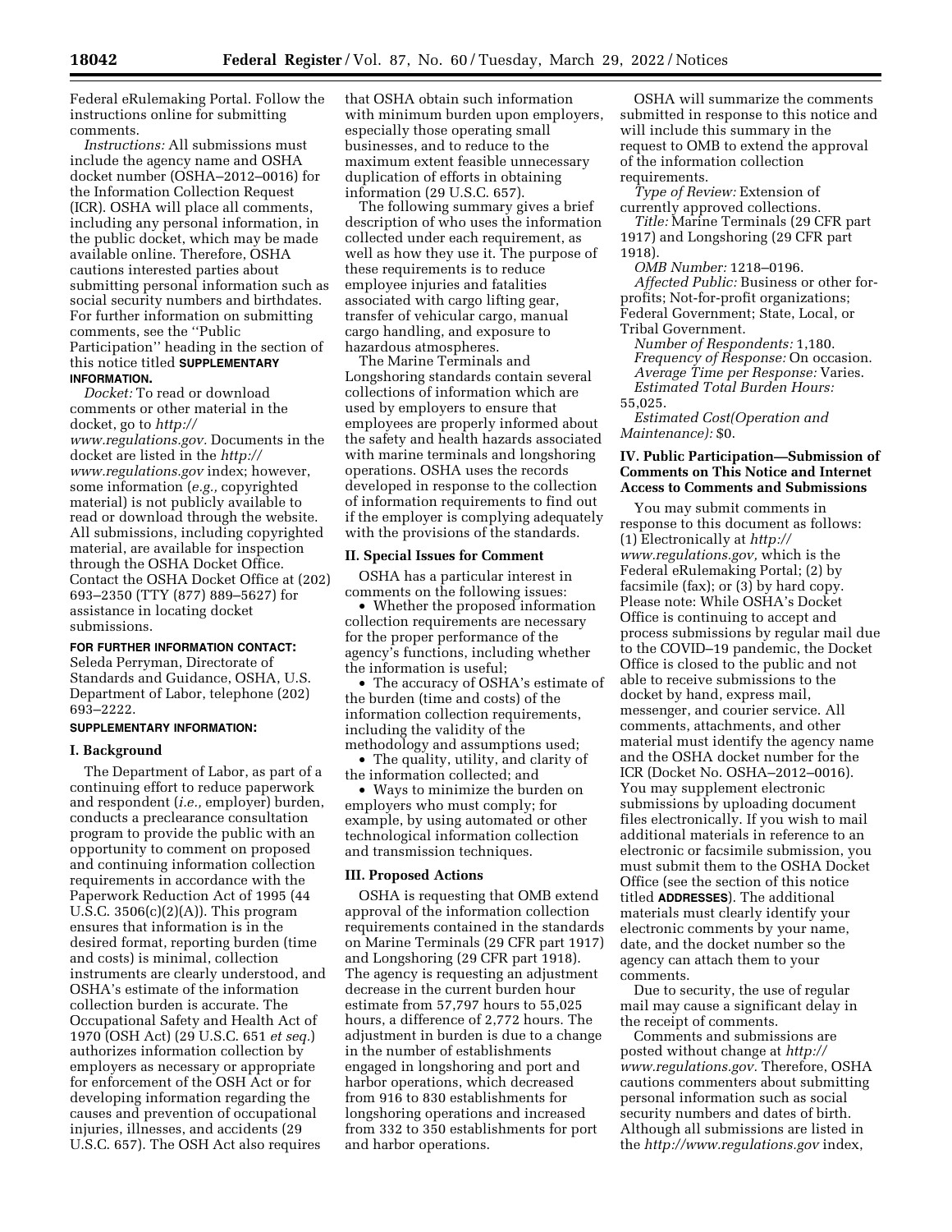Federal eRulemaking Portal. Follow the instructions online for submitting comments.

*Instructions:* All submissions must include the agency name and OSHA docket number (OSHA–2012–0016) for the Information Collection Request (ICR). OSHA will place all comments, including any personal information, in the public docket, which may be made available online. Therefore, OSHA cautions interested parties about submitting personal information such as social security numbers and birthdates. For further information on submitting comments, see the ''Public Participation'' heading in the section of this notice titled **SUPPLEMENTARY INFORMATION.**

*Docket:* To read or download comments or other material in the docket, go to *http://www.regulations.gov.* Documents in the docket are listed in the *http://www.regulations.gov* index; however, some information (*e.g.,* copyrighted material) is not publicly available to read or download through the website. All submissions, including copyrighted material, are available for inspection through the OSHA Docket Office. Contact the OSHA Docket Office at (202) 693–2350 (TTY (877) 889–5627) for assistance in locating docket submissions.

**FOR FURTHER INFORMATION CONTACT:** Seleda Perryman, Directorate of Standards and Guidance, OSHA, U.S. Department of Labor, telephone (202) 693–2222.

**SUPPLEMENTARY INFORMATION:**

## I. Background

The Department of Labor, as part of a continuing effort to reduce paperwork and respondent (*i.e.,* employer) burden, conducts a preclearance consultation program to provide the public with an opportunity to comment on proposed and continuing information collection requirements in accordance with the Paperwork Reduction Act of 1995 (44 U.S.C. 3506(c)(2)(A)). This program ensures that information is in the desired format, reporting burden (time and costs) is minimal, collection instruments are clearly understood, and OSHA's estimate of the information collection burden is accurate. The Occupational Safety and Health Act of 1970 (OSH Act) (29 U.S.C. 651 *et seq.*) authorizes information collection by employers as necessary or appropriate for enforcement of the OSH Act or for developing information regarding the causes and prevention of occupational injuries, illnesses, and accidents (29 U.S.C. 657). The OSH Act also requires that OSHA obtain such information with minimum burden upon employers, especially those operating small businesses, and to reduce to the maximum extent feasible unnecessary duplication of efforts in obtaining information (29 U.S.C. 657).

The following summary gives a brief description of who uses the information collected under each requirement, as well as how they use it. The purpose of these requirements is to reduce employee injuries and fatalities associated with cargo lifting gear, transfer of vehicular cargo, manual cargo handling, and exposure to hazardous atmospheres.

The Marine Terminals and Longshoring standards contain several collections of information which are used by employers to ensure that employees are properly informed about the safety and health hazards associated with marine terminals and longshoring operations. OSHA uses the records developed in response to the collection of information requirements to find out if the employer is complying adequately with the provisions of the standards.

## II. Special Issues for Comment

OSHA has a particular interest in comments on the following issues:

- Whether the proposed information collection requirements are necessary for the proper performance of the agency's functions, including whether the information is useful;
- The accuracy of OSHA's estimate of the burden (time and costs) of the information collection requirements, including the validity of the methodology and assumptions used;
- The quality, utility, and clarity of the information collected; and
- Ways to minimize the burden on employers who must comply; for example, by using automated or other technological information collection and transmission techniques.

## III. Proposed Actions

OSHA is requesting that OMB extend approval of the information collection requirements contained in the standards on Marine Terminals (29 CFR part 1917) and Longshoring (29 CFR part 1918). The agency is requesting an adjustment decrease in the current burden hour estimate from 57,797 hours to 55,025 hours, a difference of 2,772 hours. The adjustment in burden is due to a change in the number of establishments engaged in longshoring and port and harbor operations, which decreased from 916 to 830 establishments for longshoring operations and increased from 332 to 350 establishments for port and harbor operations.

OSHA will summarize the comments submitted in response to this notice and will include this summary in the request to OMB to extend the approval of the information collection requirements.

*Type of Review:* Extension of currently approved collections.

*Title:* Marine Terminals (29 CFR part 1917) and Longshoring (29 CFR part 1918).

*OMB Number:* 1218–0196.

*Affected Public:* Business or other for-profits; Not-for-profit organizations; Federal Government; State, Local, or Tribal Government.

*Number of Respondents:* 1,180.

*Frequency of Response:* On occasion.

*Average Time per Response:* Varies.

*Estimated Total Burden Hours:* 55,025.

*Estimated Cost(Operation and Maintenance):* $0.

## IV. Public Participation—Submission of Comments on This Notice and Internet Access to Comments and Submissions

You may submit comments in response to this document as follows: (1) Electronically at *http://www.regulations.gov,* which is the Federal eRulemaking Portal; (2) by facsimile (fax); or (3) by hard copy. Please note: While OSHA's Docket Office is continuing to accept and process submissions by regular mail due to the COVID–19 pandemic, the Docket Office is closed to the public and not able to receive submissions to the docket by hand, express mail, messenger, and courier service. All comments, attachments, and other material must identify the agency name and the OSHA docket number for the ICR (Docket No. OSHA–2012–0016). You may supplement electronic submissions by uploading document files electronically. If you wish to mail additional materials in reference to an electronic or facsimile submission, you must submit them to the OSHA Docket Office (see the section of this notice titled **ADDRESSES**). The additional materials must clearly identify your electronic comments by your name, date, and the docket number so the agency can attach them to your comments.

Due to security, the use of regular mail may cause a significant delay in the receipt of comments.

Comments and submissions are posted without change at *http://www.regulations.gov.* Therefore, OSHA cautions commenters about submitting personal information such as social security numbers and dates of birth. Although all submissions are listed in the *http://www.regulations.gov* index,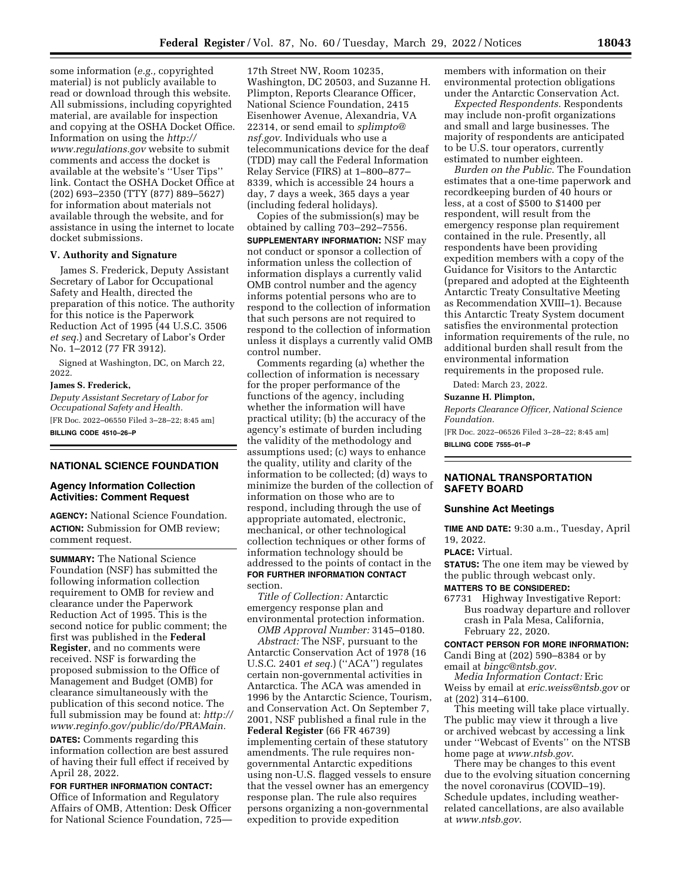some information (*e.g.,* copyrighted material) is not publicly available to read or download through this website. All submissions, including copyrighted material, are available for inspection and copying at the OSHA Docket Office. Information on using the *http://www.regulations.gov* website to submit comments and access the docket is available at the website's ''User Tips'' link. Contact the OSHA Docket Office at (202) 693–2350 (TTY (877) 889–5627) for information about materials not available through the website, and for assistance in using the internet to locate docket submissions.

### V. Authority and Signature

James S. Frederick, Deputy Assistant Secretary of Labor for Occupational Safety and Health, directed the preparation of this notice. The authority for this notice is the Paperwork Reduction Act of 1995 (44 U.S.C. 3506 *et seq.*) and Secretary of Labor's Order No. 1–2012 (77 FR 3912).

Signed at Washington, DC, on March 22, 2022.

**James S. Frederick,**

*Deputy Assistant Secretary of Labor for Occupational Safety and Health.*

[FR Doc. 2022–06550 Filed 3–28–22; 8:45 am]

**BILLING CODE 4510–26–P**

## NATIONAL SCIENCE FOUNDATION

### Agency Information Collection Activities: Comment Request

**AGENCY:** National Science Foundation.

**ACTION:** Submission for OMB review; comment request.

**SUMMARY:** The National Science Foundation (NSF) has submitted the following information collection requirement to OMB for review and clearance under the Paperwork Reduction Act of 1995. This is the second notice for public comment; the first was published in the **Federal Register**, and no comments were received. NSF is forwarding the proposed submission to the Office of Management and Budget (OMB) for clearance simultaneously with the publication of this second notice. The full submission may be found at: *http://www.reginfo.gov/public/do/PRAMain.*

**DATES:** Comments regarding this information collection are best assured of having their full effect if received by April 28, 2022.

**FOR FURTHER INFORMATION CONTACT:** Office of Information and Regulatory Affairs of OMB, Attention: Desk Officer for National Science Foundation, 725—17th Street NW, Room 10235, Washington, DC 20503, and Suzanne H. Plimpton, Reports Clearance Officer, National Science Foundation, 2415 Eisenhower Avenue, Alexandria, VA 22314, or send email to *splimpto@nsf.gov.* Individuals who use a telecommunications device for the deaf (TDD) may call the Federal Information Relay Service (FIRS) at 1–800–877–8339, which is accessible 24 hours a day, 7 days a week, 365 days a year (including federal holidays).

Copies of the submission(s) may be obtained by calling 703–292–7556.

**SUPPLEMENTARY INFORMATION:** NSF may not conduct or sponsor a collection of information unless the collection of information displays a currently valid OMB control number and the agency informs potential persons who are to respond to the collection of information that such persons are not required to respond to the collection of information unless it displays a currently valid OMB control number.

Comments regarding (a) whether the collection of information is necessary for the proper performance of the functions of the agency, including whether the information will have practical utility; (b) the accuracy of the agency's estimate of burden including the validity of the methodology and assumptions used; (c) ways to enhance the quality, utility and clarity of the information to be collected; (d) ways to minimize the burden of the collection of information on those who are to respond, including through the use of appropriate automated, electronic, mechanical, or other technological collection techniques or other forms of information technology should be addressed to the points of contact in the **FOR FURTHER INFORMATION CONTACT** section.

*Title of Collection:* Antarctic emergency response plan and environmental protection information.

*OMB Approval Number:* 3145–0180.

*Abstract:* The NSF, pursuant to the Antarctic Conservation Act of 1978 (16 U.S.C. 2401 *et seq.*) (''ACA'') regulates certain non-governmental activities in Antarctica. The ACA was amended in 1996 by the Antarctic Science, Tourism, and Conservation Act. On September 7, 2001, NSF published a final rule in the **Federal Register** (66 FR 46739) implementing certain of these statutory amendments. The rule requires non-governmental Antarctic expeditions using non-U.S. flagged vessels to ensure that the vessel owner has an emergency response plan. The rule also requires persons organizing a non-governmental expedition to provide expedition members with information on their environmental protection obligations under the Antarctic Conservation Act.

*Expected Respondents.* Respondents may include non-profit organizations and small and large businesses. The majority of respondents are anticipated to be U.S. tour operators, currently estimated to number eighteen.

*Burden on the Public.* The Foundation estimates that a one-time paperwork and recordkeeping burden of 40 hours or less, at a cost of $500 to $1400 per respondent, will result from the emergency response plan requirement contained in the rule. Presently, all respondents have been providing expedition members with a copy of the Guidance for Visitors to the Antarctic (prepared and adopted at the Eighteenth Antarctic Treaty Consultative Meeting as Recommendation XVIII–1). Because this Antarctic Treaty System document satisfies the environmental protection information requirements of the rule, no additional burden shall result from the environmental information requirements in the proposed rule.

Dated: March 23, 2022.

**Suzanne H. Plimpton,**

*Reports Clearance Officer, National Science Foundation.*

[FR Doc. 2022–06526 Filed 3–28–22; 8:45 am]

**BILLING CODE 7555–01–P**

## NATIONAL TRANSPORTATION SAFETY BOARD

### Sunshine Act Meetings

**TIME AND DATE:** 9:30 a.m., Tuesday, April 19, 2022.

**PLACE:** Virtual.

**STATUS:** The one item may be viewed by the public through webcast only.

**MATTERS TO BE CONSIDERED:**

67731 Highway Investigative Report: Bus roadway departure and rollover crash in Pala Mesa, California, February 22, 2020.

**CONTACT PERSON FOR MORE INFORMATION:** Candi Bing at (202) 590–8384 or by email at *bingc@ntsb.gov*.

*Media Information Contact:* Eric Weiss by email at *eric.weiss@ntsb.gov* or at (202) 314–6100.

This meeting will take place virtually. The public may view it through a live or archived webcast by accessing a link under ''Webcast of Events'' on the NTSB home page at *www.ntsb.gov*.

There may be changes to this event due to the evolving situation concerning the novel coronavirus (COVID–19). Schedule updates, including weather-related cancellations, are also available at *www.ntsb.gov*.